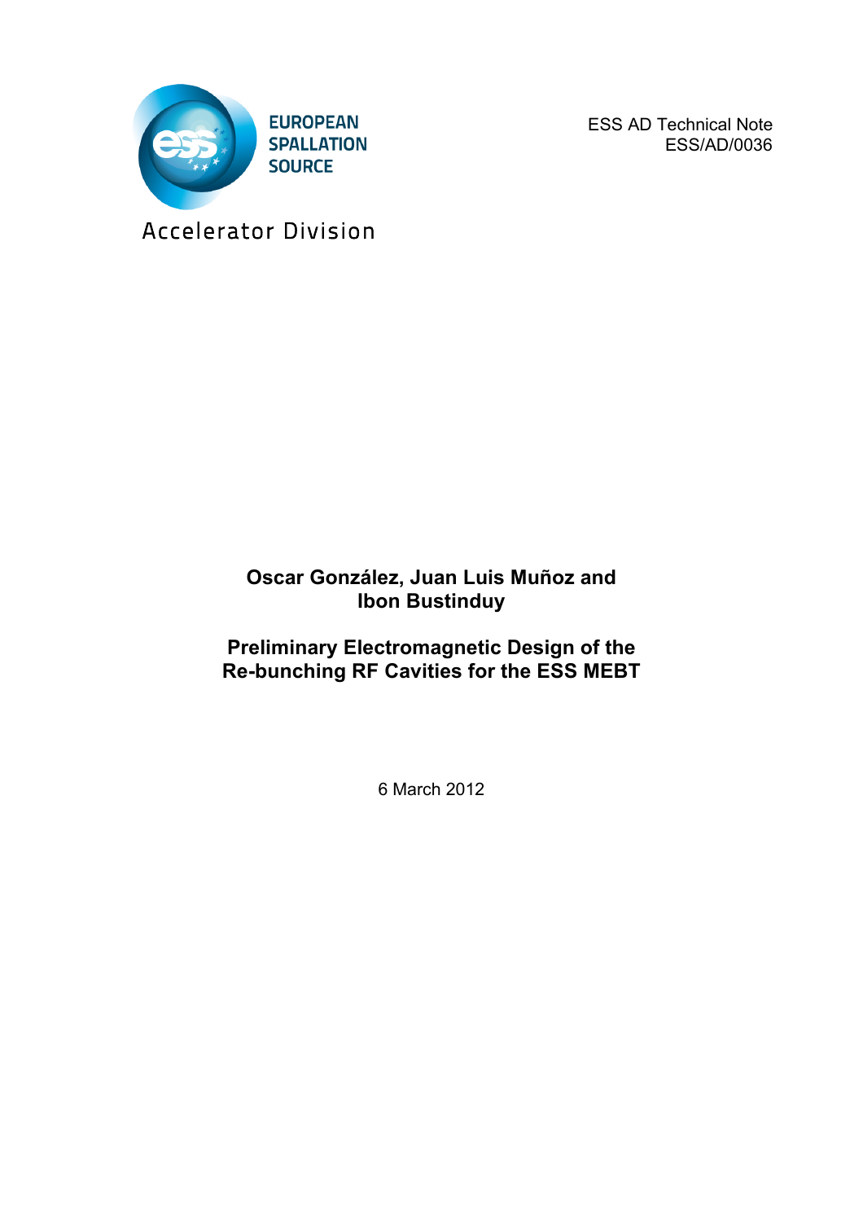EUROPEAN
SPALLATION
SOURCE

Accelerator Division

ESS AD Technical Note
ESS/AD/0036

**Oscar González, Juan Luis Muñoz and Ibon Bustinduy**

**Preliminary Electromagnetic Design of the Re-bunching RF Cavities for the ESS MEBT**

6 March 2012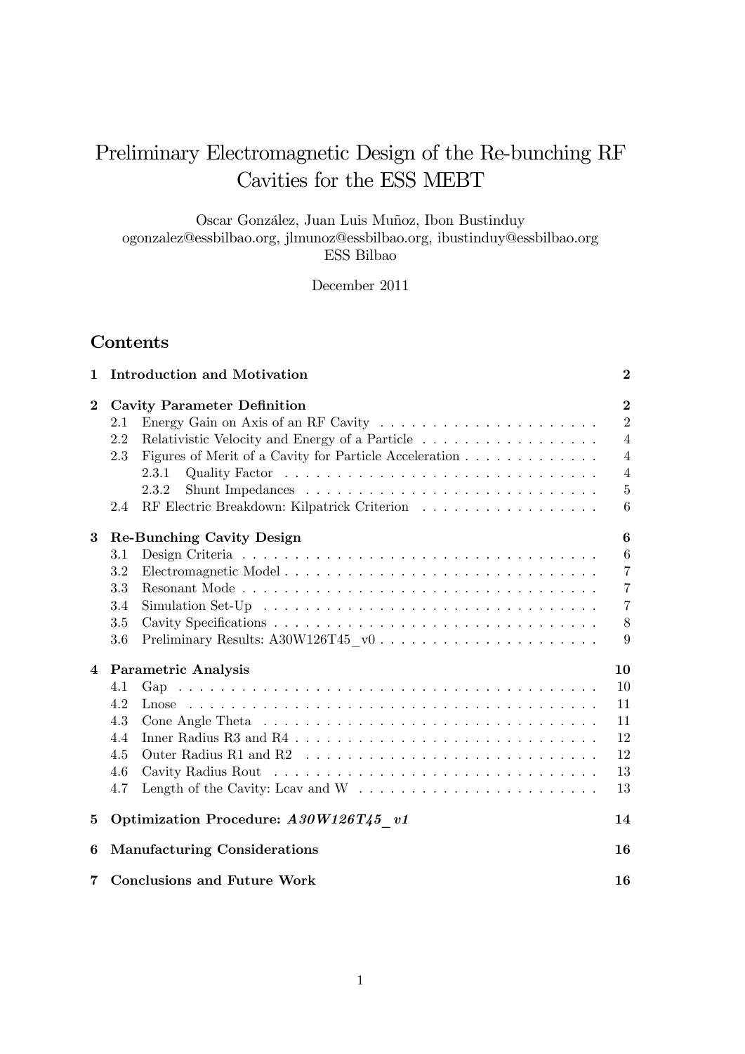# Preliminary Electromagnetic Design of the Re-bunching RF Cavities for the ESS MEBT

Oscar González, Juan Luis Muñoz, Ibon Bustinduy
ogonzalez@essbilbao.org, jlmunoz@essbilbao.org, ibustinduy@essbilbao.org
ESS Bilbao

December 2011

## Contents

1 **Introduction and Motivation** — 2

2 **Cavity Parameter Definition** — 2
- 2.1 Energy Gain on Axis of an RF Cavity — 2
- 2.2 Relativistic Velocity and Energy of a Particle — 4
- 2.3 Figures of Merit of a Cavity for Particle Acceleration — 4
  - 2.3.1 Quality Factor — 4
  - 2.3.2 Shunt Impedances — 5
- 2.4 RF Electric Breakdown: Kilpatrick Criterion — 6

3 **Re-Bunching Cavity Design** — 6
- 3.1 Design Criteria — 6
- 3.2 Electromagnetic Model — 7
- 3.3 Resonant Mode — 7
- 3.4 Simulation Set-Up — 7
- 3.5 Cavity Specifications — 8
- 3.6 Preliminary Results: A30W126T45_v0 — 9

4 **Parametric Analysis** — 10
- 4.1 Gap — 10
- 4.2 Lnose — 11
- 4.3 Cone Angle Theta — 11
- 4.4 Inner Radius R3 and R4 — 12
- 4.5 Outer Radius R1 and R2 — 12
- 4.6 Cavity Radius Rout — 13
- 4.7 Length of the Cavity: Lcav and W — 13

5 **Optimization Procedure: *A30W126T45_v1*** — 14

6 **Manufacturing Considerations** — 16

7 **Conclusions and Future Work** — 16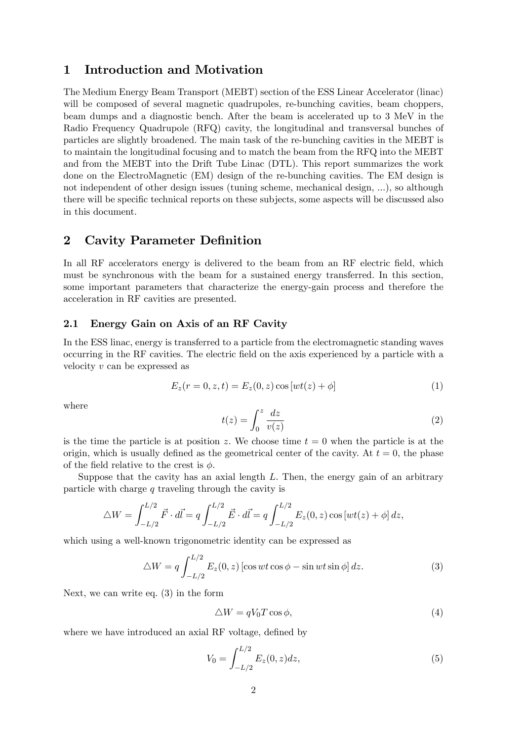# 1 Introduction and Motivation

The Medium Energy Beam Transport (MEBT) section of the ESS Linear Accelerator (linac) will be composed of several magnetic quadrupoles, re-bunching cavities, beam choppers, beam dumps and a diagnostic bench. After the beam is accelerated up to 3 MeV in the Radio Frequency Quadrupole (RFQ) cavity, the longitudinal and transversal bunches of particles are slightly broadened. The main task of the re-bunching cavities in the MEBT is to maintain the longitudinal focusing and to match the beam from the RFQ into the MEBT and from the MEBT into the Drift Tube Linac (DTL). This report summarizes the work done on the ElectroMagnetic (EM) design of the re-bunching cavities. The EM design is not independent of other design issues (tuning scheme, mechanical design, ...), so although there will be specific technical reports on these subjects, some aspects will be discussed also in this document.

# 2 Cavity Parameter Definition

In all RF accelerators energy is delivered to the beam from an RF electric field, which must be synchronous with the beam for a sustained energy transferred. In this section, some important parameters that characterize the energy-gain process and therefore the acceleration in RF cavities are presented.

## 2.1 Energy Gain on Axis of an RF Cavity

In the ESS linac, energy is transferred to a particle from the electromagnetic standing waves occurring in the RF cavities. The electric field on the axis experienced by a particle with a velocity $v$ can be expressed as

$$E_z(r=0,z,t) = E_z(0,z)\cos\left[wt(z)+\phi\right] \tag{1}$$

where

$$t(z) = \int_0^z \frac{dz}{v(z)} \tag{2}$$

is the time the particle is at position $z$. We choose time $t = 0$ when the particle is at the origin, which is usually defined as the geometrical center of the cavity. At $t = 0$, the phase of the field relative to the crest is $\phi$.

Suppose that the cavity has an axial length $L$. Then, the energy gain of an arbitrary particle with charge $q$ traveling through the cavity is

$$\triangle W = \int_{-L/2}^{L/2} \vec{F}\cdot d\vec{l} = q\int_{-L/2}^{L/2} \vec{E}\cdot d\vec{l} = q\int_{-L/2}^{L/2} E_z(0,z)\cos\left[wt(z)+\phi\right]dz,$$

which using a well-known trigonometric identity can be expressed as

$$\triangle W = q\int_{-L/2}^{L/2} E_z(0,z)\left[\cos wt\cos\phi - \sin wt\sin\phi\right]dz. \tag{3}$$

Next, we can write eq. (3) in the form

$$\triangle W = qV_0T\cos\phi, \tag{4}$$

where we have introduced an axial RF voltage, defined by

$$V_0 = \int_{-L/2}^{L/2} E_z(0,z)dz, \tag{5}$$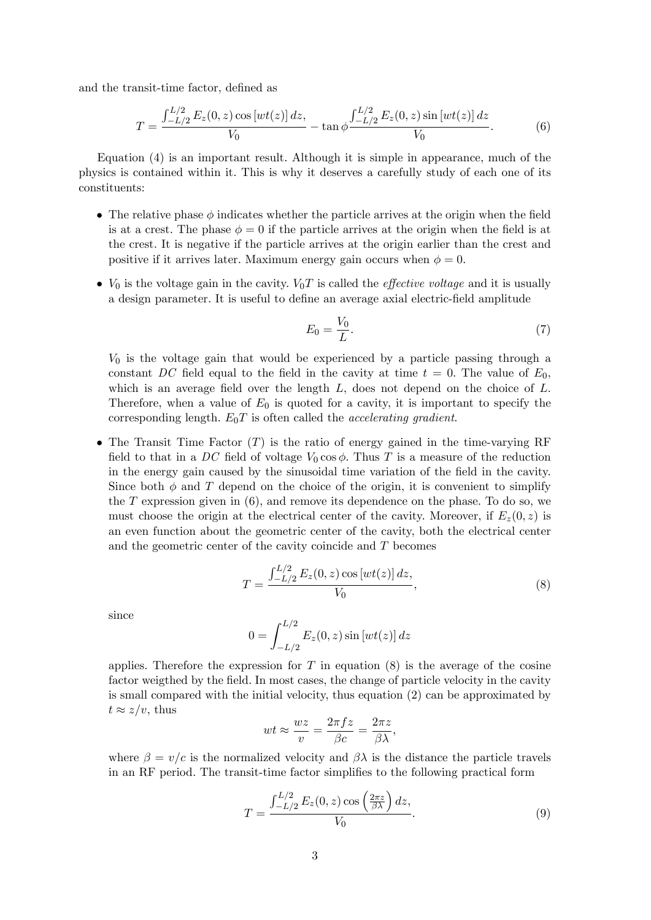and the transit-time factor, defined as

$$T = \frac{\int_{-L/2}^{L/2} E_z(0,z) \cos\left[wt(z)\right] dz,}{V_0} - \tan\phi \frac{\int_{-L/2}^{L/2} E_z(0,z) \sin\left[wt(z)\right] dz}{V_0}. \tag{6}$$

Equation (4) is an important result. Although it is simple in appearance, much of the physics is contained within it. This is why it deserves a carefully study of each one of its constituents:

- The relative phase $\phi$ indicates whether the particle arrives at the origin when the field is at a crest. The phase $\phi = 0$ if the particle arrives at the origin when the field is at the crest. It is negative if the particle arrives at the origin earlier than the crest and positive if it arrives later. Maximum energy gain occurs when $\phi = 0$.
- $V_0$ is the voltage gain in the cavity. $V_0 T$ is called the *effective voltage* and it is usually a design parameter. It is useful to define an average axial electric-field amplitude

  $$E_0 = \frac{V_0}{L}. \tag{7}$$

  $V_0$ is the voltage gain that would be experienced by a particle passing through a constant $DC$ field equal to the field in the cavity at time $t = 0$. The value of $E_0$, which is an average field over the length $L$, does not depend on the choice of $L$. Therefore, when a value of $E_0$ is quoted for a cavity, it is important to specify the corresponding length. $E_0 T$ is often called the *accelerating gradient*.
- The Transit Time Factor ($T$) is the ratio of energy gained in the time-varying RF field to that in a $DC$ field of voltage $V_0 \cos\phi$. Thus $T$ is a measure of the reduction in the energy gain caused by the sinusoidal time variation of the field in the cavity. Since both $\phi$ and $T$ depend on the choice of the origin, it is convenient to simplify the $T$ expression given in (6), and remove its dependence on the phase. To do so, we must choose the origin at the electrical center of the cavity. Moreover, if $E_z(0,z)$ is an even function about the geometric center of the cavity, both the electrical center and the geometric center of the cavity coincide and $T$ becomes

  $$T = \frac{\int_{-L/2}^{L/2} E_z(0,z) \cos\left[wt(z)\right] dz,}{V_0}, \tag{8}$$

  since

  $$0 = \int_{-L/2}^{L/2} E_z(0,z) \sin\left[wt(z)\right] dz$$

  applies. Therefore the expression for $T$ in equation (8) is the average of the cosine factor weigthed by the field. In most cases, the change of particle velocity in the cavity is small compared with the initial velocity, thus equation (2) can be approximated by $t \approx z/v$, thus

  $$wt \approx \frac{wz}{v} = \frac{2\pi f z}{\beta c} = \frac{2\pi z}{\beta\lambda},$$

  where $\beta = v/c$ is the normalized velocity and $\beta\lambda$ is the distance the particle travels in an RF period. The transit-time factor simplifies to the following practical form

  $$T = \frac{\int_{-L/2}^{L/2} E_z(0,z) \cos\left(\frac{2\pi z}{\beta\lambda}\right) dz,}{V_0}. \tag{9}$$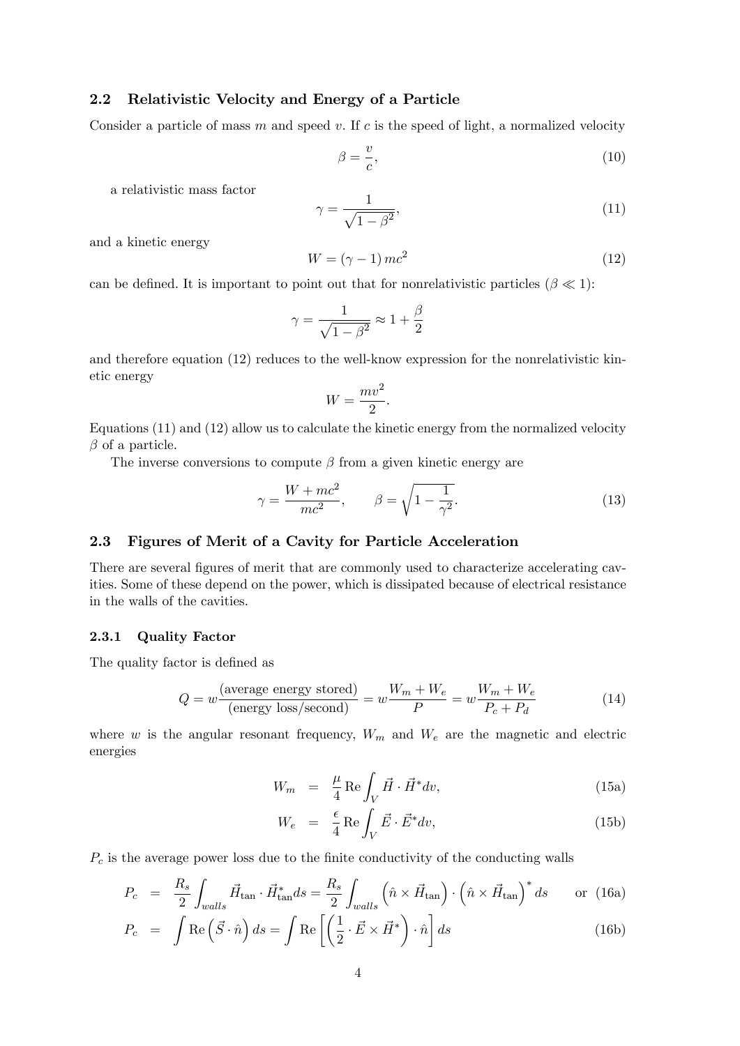### 2.2 Relativistic Velocity and Energy of a Particle

Consider a particle of mass $m$ and speed $v$. If $c$ is the speed of light, a normalized velocity

$$\beta = \frac{v}{c}, \tag{10}$$

a relativistic mass factor

$$\gamma = \frac{1}{\sqrt{1-\beta^2}}, \tag{11}$$

and a kinetic energy

$$W = (\gamma - 1)\, mc^2 \tag{12}$$

can be defined. It is important to point out that for nonrelativistic particles ($\beta \ll 1$):

$$\gamma = \frac{1}{\sqrt{1-\beta^2}} \approx 1 + \frac{\beta}{2}$$

and therefore equation (12) reduces to the well-know expression for the nonrelativistic kinetic energy

$$W = \frac{mv^2}{2}.$$

Equations (11) and (12) allow us to calculate the kinetic energy from the normalized velocity $\beta$ of a particle.

The inverse conversions to compute $\beta$ from a given kinetic energy are

$$\gamma = \frac{W + mc^2}{mc^2}, \qquad \beta = \sqrt{1 - \frac{1}{\gamma^2}}. \tag{13}$$

### 2.3 Figures of Merit of a Cavity for Particle Acceleration

There are several figures of merit that are commonly used to characterize accelerating cavities. Some of these depend on the power, which is dissipated because of electrical resistance in the walls of the cavities.

#### 2.3.1 Quality Factor

The quality factor is defined as

$$Q = w \frac{\text{(average energy stored)}}{\text{(energy loss/second)}} = w \frac{W_m + W_e}{P} = w \frac{W_m + W_e}{P_c + P_d} \tag{14}$$

where $w$ is the angular resonant frequency, $W_m$ and $W_e$ are the magnetic and electric energies

$$W_m = \frac{\mu}{4} \operatorname{Re} \int_V \vec{H} \cdot \vec{H}^* dv, \tag{15a}$$

$$W_e = \frac{\epsilon}{4} \operatorname{Re} \int_V \vec{E} \cdot \vec{E}^* dv, \tag{15b}$$

$P_c$ is the average power loss due to the finite conductivity of the conducting walls

$$P_c = \frac{R_s}{2} \int_{walls} \vec{H}_{\tan} \cdot \vec{H}_{\tan}^* ds = \frac{R_s}{2} \int_{walls} \left(\hat{n} \times \vec{H}_{\tan}\right) \cdot \left(\hat{n} \times \vec{H}_{\tan}\right)^* ds \qquad \text{or} \tag{16a}$$

$$P_c = \int \operatorname{Re}\left(\vec{S} \cdot \hat{n}\right) ds = \int \operatorname{Re}\left[\left(\frac{1}{2} \cdot \vec{E} \times \vec{H}^*\right) \cdot \hat{n}\right] ds \tag{16b}$$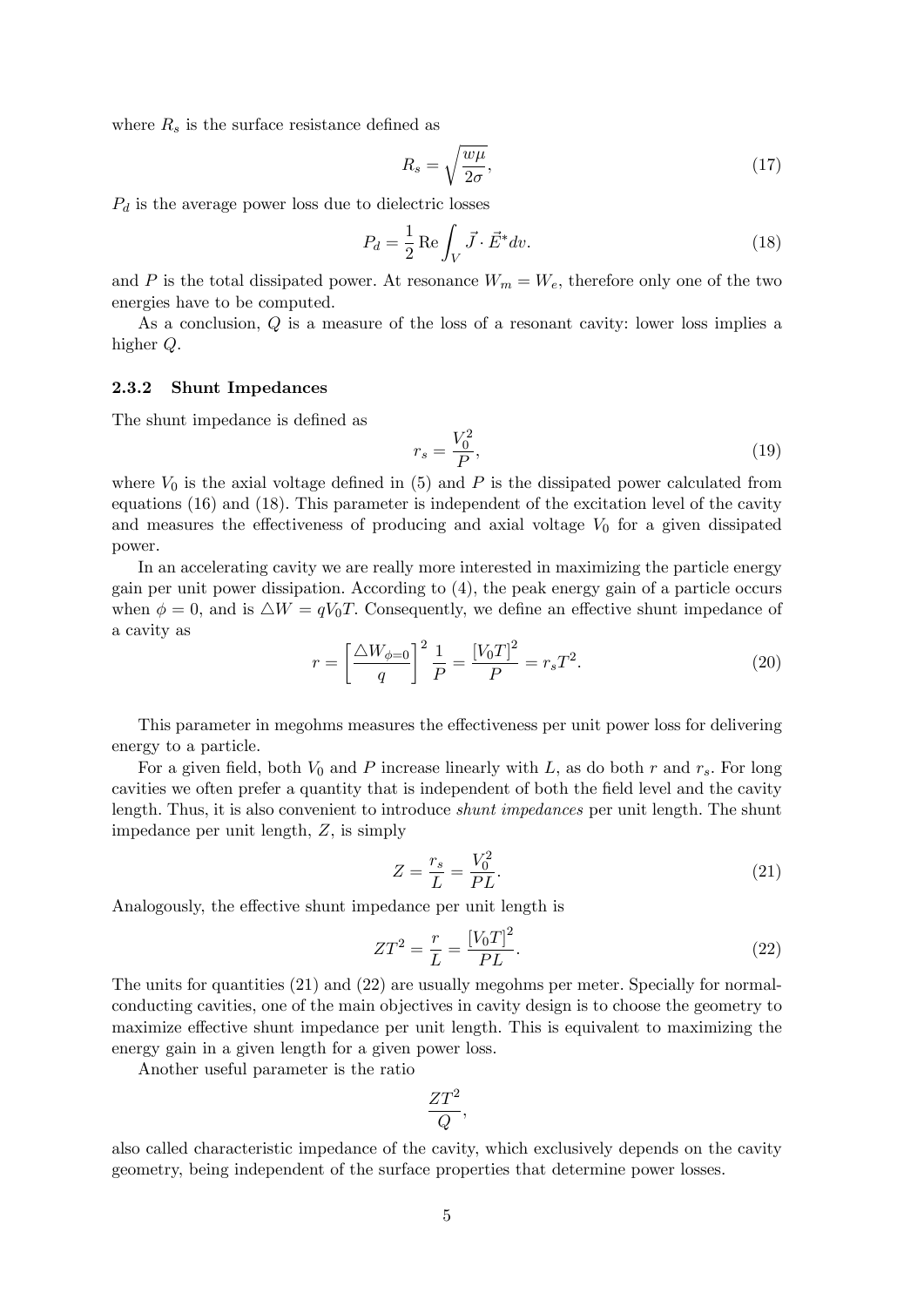where $R_s$ is the surface resistance defined as

$$R_s = \sqrt{\frac{w\mu}{2\sigma}}, \tag{17}$$

$P_d$ is the average power loss due to dielectric losses

$$P_d = \frac{1}{2}\,\mathrm{Re}\int_V \vec{J}\cdot\vec{E}^{*}dv. \tag{18}$$

and $P$ is the total dissipated power. At resonance $W_m = W_e$, therefore only one of the two energies have to be computed.

As a conclusion, $Q$ is a measure of the loss of a resonant cavity: lower loss implies a higher $Q$.

### 2.3.2 Shunt Impedances

The shunt impedance is defined as

$$r_s = \frac{V_0^2}{P}, \tag{19}$$

where $V_0$ is the axial voltage defined in (5) and $P$ is the dissipated power calculated from equations (16) and (18). This parameter is independent of the excitation level of the cavity and measures the effectiveness of producing and axial voltage $V_0$ for a given dissipated power.

In an accelerating cavity we are really more interested in maximizing the particle energy gain per unit power dissipation. According to (4), the peak energy gain of a particle occurs when $\phi = 0$, and is $\triangle W = qV_0T$. Consequently, we define an effective shunt impedance of a cavity as

$$r = \left[\frac{\triangle W_{\phi=0}}{q}\right]^2 \frac{1}{P} = \frac{[V_0T]^2}{P} = r_sT^2. \tag{20}$$

This parameter in megohms measures the effectiveness per unit power loss for delivering energy to a particle.

For a given field, both $V_0$ and $P$ increase linearly with $L$, as do both $r$ and $r_s$. For long cavities we often prefer a quantity that is independent of both the field level and the cavity length. Thus, it is also convenient to introduce *shunt impedances* per unit length. The shunt impedance per unit length, $Z$, is simply

$$Z = \frac{r_s}{L} = \frac{V_0^2}{PL}. \tag{21}$$

Analogously, the effective shunt impedance per unit length is

$$ZT^2 = \frac{r}{L} = \frac{[V_0T]^2}{PL}. \tag{22}$$

The units for quantities (21) and (22) are usually megohms per meter. Specially for normal-conducting cavities, one of the main objectives in cavity design is to choose the geometry to maximize effective shunt impedance per unit length. This is equivalent to maximizing the energy gain in a given length for a given power loss.

Another useful parameter is the ratio

$$\frac{ZT^2}{Q},$$

also called characteristic impedance of the cavity, which exclusively depends on the cavity geometry, being independent of the surface properties that determine power losses.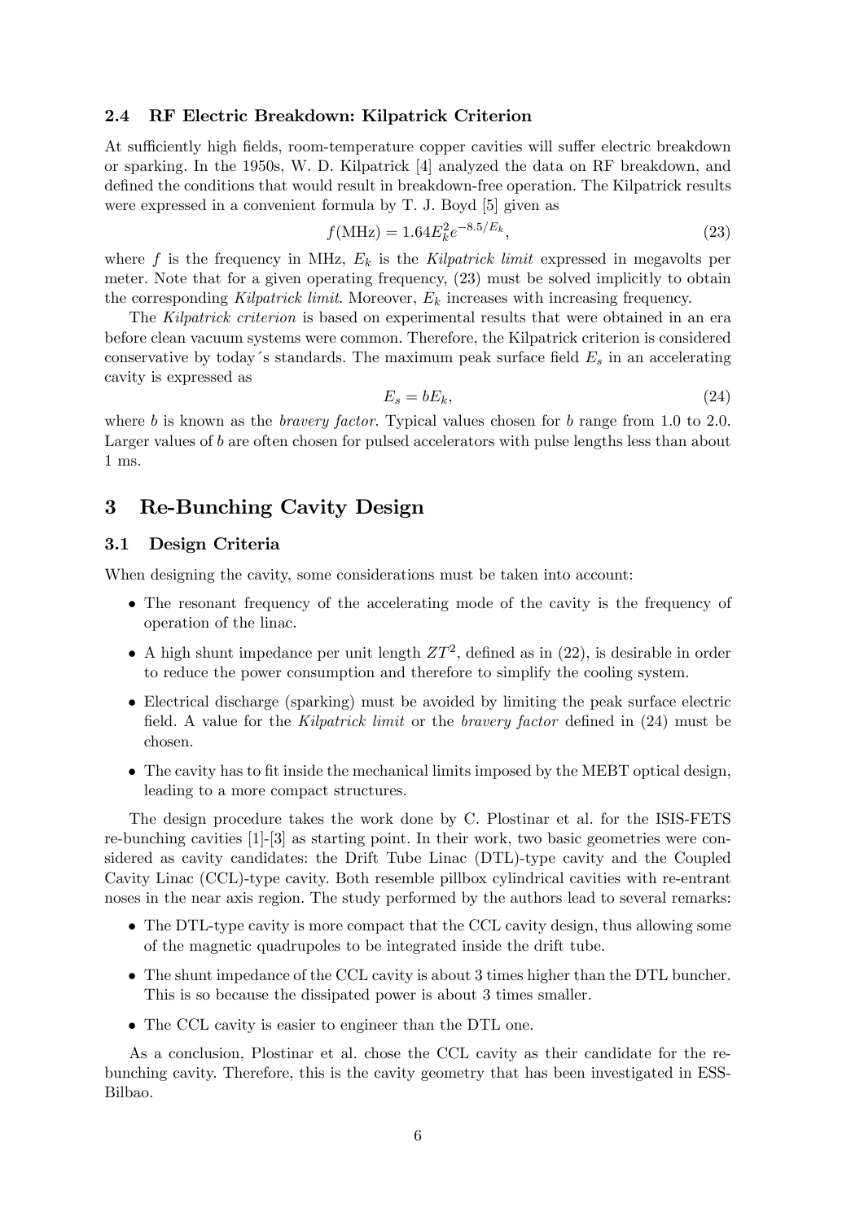### 2.4 RF Electric Breakdown: Kilpatrick Criterion

At sufficiently high fields, room-temperature copper cavities will suffer electric breakdown or sparking. In the 1950s, W. D. Kilpatrick [4] analyzed the data on RF breakdown, and defined the conditions that would result in breakdown-free operation. The Kilpatrick results were expressed in a convenient formula by T. J. Boyd [5] given as

$$f(\text{MHz}) = 1.64 E_k^2 e^{-8.5/E_k}, \tag{23}$$

where $f$ is the frequency in MHz, $E_k$ is the *Kilpatrick limit* expressed in megavolts per meter. Note that for a given operating frequency, (23) must be solved implicitly to obtain the corresponding *Kilpatrick limit*. Moreover, $E_k$ increases with increasing frequency.

The *Kilpatrick criterion* is based on experimental results that were obtained in an era before clean vacuum systems were common. Therefore, the Kilpatrick criterion is considered conservative by today´s standards. The maximum peak surface field $E_s$ in an accelerating cavity is expressed as

$$E_s = bE_k, \tag{24}$$

where $b$ is known as the *bravery factor*. Typical values chosen for $b$ range from 1.0 to 2.0. Larger values of $b$ are often chosen for pulsed accelerators with pulse lengths less than about 1 ms.

# 3 Re-Bunching Cavity Design

### 3.1 Design Criteria

When designing the cavity, some considerations must be taken into account:

- The resonant frequency of the accelerating mode of the cavity is the frequency of operation of the linac.
- A high shunt impedance per unit length $ZT^2$, defined as in (22), is desirable in order to reduce the power consumption and therefore to simplify the cooling system.
- Electrical discharge (sparking) must be avoided by limiting the peak surface electric field. A value for the *Kilpatrick limit* or the *bravery factor* defined in (24) must be chosen.
- The cavity has to fit inside the mechanical limits imposed by the MEBT optical design, leading to a more compact structures.

The design procedure takes the work done by C. Plostinar et al. for the ISIS-FETS re-bunching cavities [1]-[3] as starting point. In their work, two basic geometries were considered as cavity candidates: the Drift Tube Linac (DTL)-type cavity and the Coupled Cavity Linac (CCL)-type cavity. Both resemble pillbox cylindrical cavities with re-entrant noses in the near axis region. The study performed by the authors lead to several remarks:

- The DTL-type cavity is more compact that the CCL cavity design, thus allowing some of the magnetic quadrupoles to be integrated inside the drift tube.
- The shunt impedance of the CCL cavity is about 3 times higher than the DTL buncher. This is so because the dissipated power is about 3 times smaller.
- The CCL cavity is easier to engineer than the DTL one.

As a conclusion, Plostinar et al. chose the CCL cavity as their candidate for the re-bunching cavity. Therefore, this is the cavity geometry that has been investigated in ESS-Bilbao.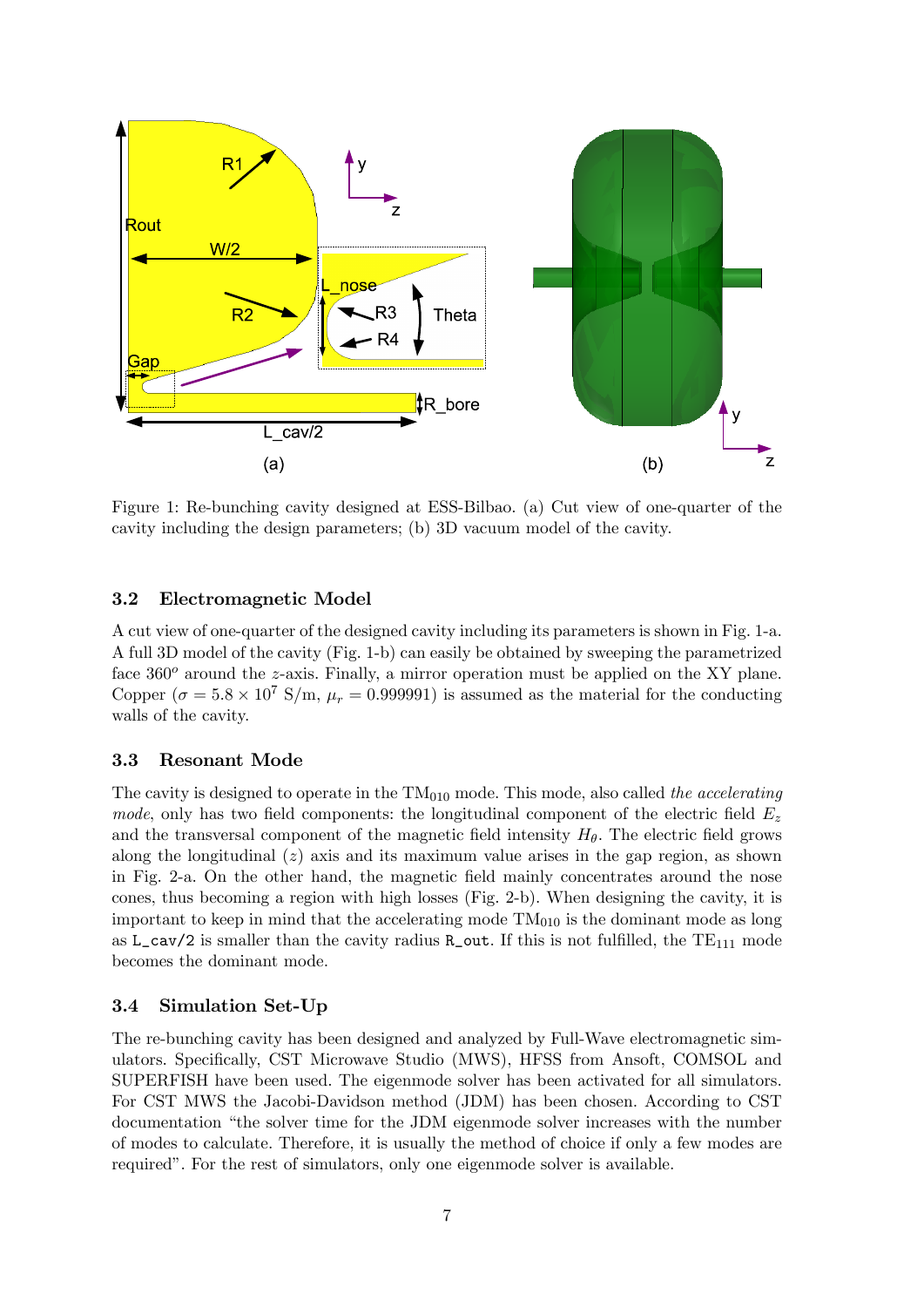Figure 1: Re-bunching cavity designed at ESS-Bilbao. (a) Cut view of one-quarter of the cavity including the design parameters; (b) 3D vacuum model of the cavity.

### 3.2 Electromagnetic Model

A cut view of one-quarter of the designed cavity including its parameters is shown in Fig. 1-a. A full 3D model of the cavity (Fig. 1-b) can easily be obtained by sweeping the parametrized face $360^o$ around the $z$-axis. Finally, a mirror operation must be applied on the XY plane. Copper ($\sigma = 5.8 \times 10^7$ S/m, $\mu_r = 0.999991$) is assumed as the material for the conducting walls of the cavity.

### 3.3 Resonant Mode

The cavity is designed to operate in the $TM_{010}$ mode. This mode, also called *the accelerating mode*, only has two field components: the longitudinal component of the electric field $E_z$ and the transversal component of the magnetic field intensity $H_\theta$. The electric field grows along the longitudinal ($z$) axis and its maximum value arises in the gap region, as shown in Fig. 2-a. On the other hand, the magnetic field mainly concentrates around the nose cones, thus becoming a region with high losses (Fig. 2-b). When designing the cavity, it is important to keep in mind that the accelerating mode $TM_{010}$ is the dominant mode as long as `L_cav/2` is smaller than the cavity radius `R_out`. If this is not fulfilled, the $TE_{111}$ mode becomes the dominant mode.

### 3.4 Simulation Set-Up

The re-bunching cavity has been designed and analyzed by Full-Wave electromagnetic simulators. Specifically, CST Microwave Studio (MWS), HFSS from Ansoft, COMSOL and SUPERFISH have been used. The eigenmode solver has been activated for all simulators. For CST MWS the Jacobi-Davidson method (JDM) has been chosen. According to CST documentation "the solver time for the JDM eigenmode solver increases with the number of modes to calculate. Therefore, it is usually the method of choice if only a few modes are required". For the rest of simulators, only one eigenmode solver is available.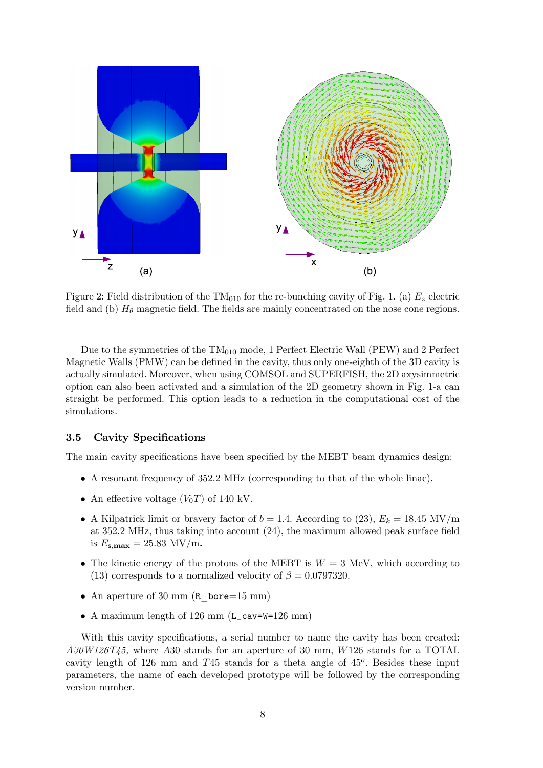Figure 2: Field distribution of the $TM_{010}$ for the re-bunching cavity of Fig. 1. (a) $E_z$ electric field and (b) $H_\theta$ magnetic field. The fields are mainly concentrated on the nose cone regions.

Due to the symmetries of the $TM_{010}$ mode, 1 Perfect Electric Wall (PEW) and 2 Perfect Magnetic Walls (PMW) can be defined in the cavity, thus only one-eighth of the 3D cavity is actually simulated. Moreover, when using COMSOL and SUPERFISH, the 2D axysimmetric option can also been activated and a simulation of the 2D geometry shown in Fig. 1-a can straight be performed. This option leads to a reduction in the computational cost of the simulations.

### 3.5 Cavity Specifications

The main cavity specifications have been specified by the MEBT beam dynamics design:

- A resonant frequency of 352.2 MHz (corresponding to that of the whole linac).
- An effective voltage ($V_0T$) of 140 kV.
- A Kilpatrick limit or bravery factor of $b = 1.4$. According to (23), $E_k = 18.45$ MV/m at 352.2 MHz, thus taking into account (24), the maximum allowed peak surface field is $E_{\mathbf{s,max}} = 25.83$ MV/m.
- The kinetic energy of the protons of the MEBT is $W = 3$ MeV, which according to (13) corresponds to a normalized velocity of $\beta = 0.0797320$.
- An aperture of 30 mm (`R_bore`=15 mm)
- A maximum length of 126 mm (`L_cav=W`=126 mm)

With this cavity specifications, a serial number to name the cavity has been created: *A30W126T45*, where *A*30 stands for an aperture of 30 mm, *W*126 stands for a TOTAL cavity length of 126 mm and *T*45 stands for a theta angle of $45^o$. Besides these input parameters, the name of each developed prototype will be followed by the corresponding version number.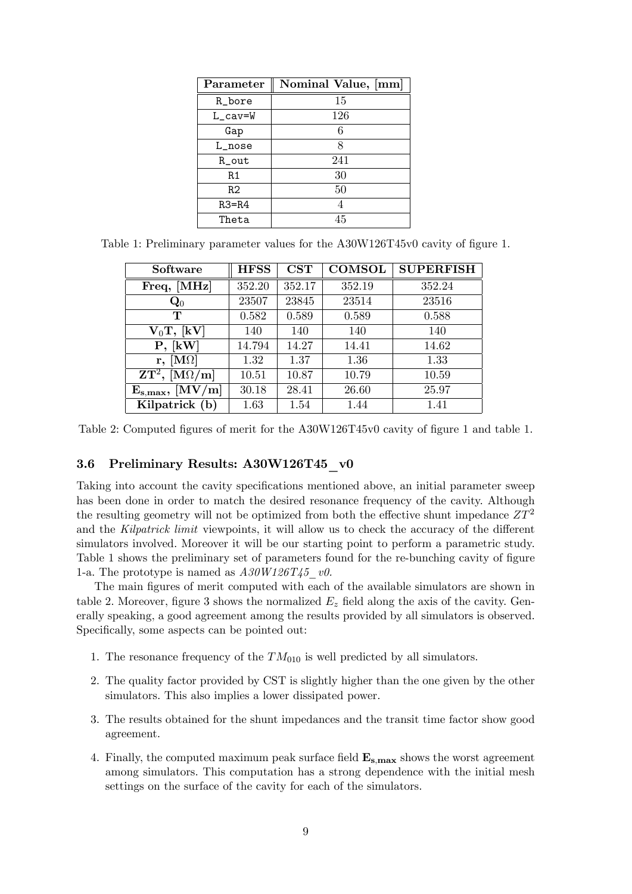| Parameter | Nominal Value, [mm] |
|---|---|
| R_bore | 15 |
| L_cav=W | 126 |
| Gap | 6 |
| L_nose | 8 |
| R_out | 241 |
| R1 | 30 |
| R2 | 50 |
| R3=R4 | 4 |
| Theta | 45 |

Table 1: Preliminary parameter values for the A30W126T45v0 cavity of figure 1.

| Software | HFSS | CST | COMSOL | SUPERFISH |
|---|---|---|---|---|
| Freq, [MHz] | 352.20 | 352.17 | 352.19 | 352.24 |
| $\mathbf{Q}_0$ | 23507 | 23845 | 23514 | 23516 |
| T | 0.582 | 0.589 | 0.589 | 0.588 |
| $\mathbf{V}_0\mathbf{T}$, [kV] | 140 | 140 | 140 | 140 |
| P, [kW] | 14.794 | 14.27 | 14.41 | 14.62 |
| r, [MΩ] | 1.32 | 1.37 | 1.36 | 1.33 |
| $\mathbf{ZT}^2$, [MΩ/m] | 10.51 | 10.87 | 10.79 | 10.59 |
| $\mathbf{E}_{\mathbf{s,max}}$, [MV/m] | 30.18 | 28.41 | 26.60 | 25.97 |
| Kilpatrick (b) | 1.63 | 1.54 | 1.44 | 1.41 |

Table 2: Computed figures of merit for the A30W126T45v0 cavity of figure 1 and table 1.

### 3.6 Preliminary Results: A30W126T45_v0

Taking into account the cavity specifications mentioned above, an initial parameter sweep has been done in order to match the desired resonance frequency of the cavity. Although the resulting geometry will not be optimized from both the effective shunt impedance $ZT^2$ and the *Kilpatrick limit* viewpoints, it will allow us to check the accuracy of the different simulators involved. Moreover it will be our starting point to perform a parametric study. Table 1 shows the preliminary set of parameters found for the re-bunching cavity of figure 1-a. The prototype is named as *A30W126T45_v0*.

The main figures of merit computed with each of the available simulators are shown in table 2. Moreover, figure 3 shows the normalized $E_z$ field along the axis of the cavity. Generally speaking, a good agreement among the results provided by all simulators is observed. Specifically, some aspects can be pointed out:

1. The resonance frequency of the $TM_{010}$ is well predicted by all simulators.
2. The quality factor provided by CST is slightly higher than the one given by the other simulators. This also implies a lower dissipated power.
3. The results obtained for the shunt impedances and the transit time factor show good agreement.
4. Finally, the computed maximum peak surface field $\mathbf{E}_{\mathbf{s,max}}$ shows the worst agreement among simulators. This computation has a strong dependence with the initial mesh settings on the surface of the cavity for each of the simulators.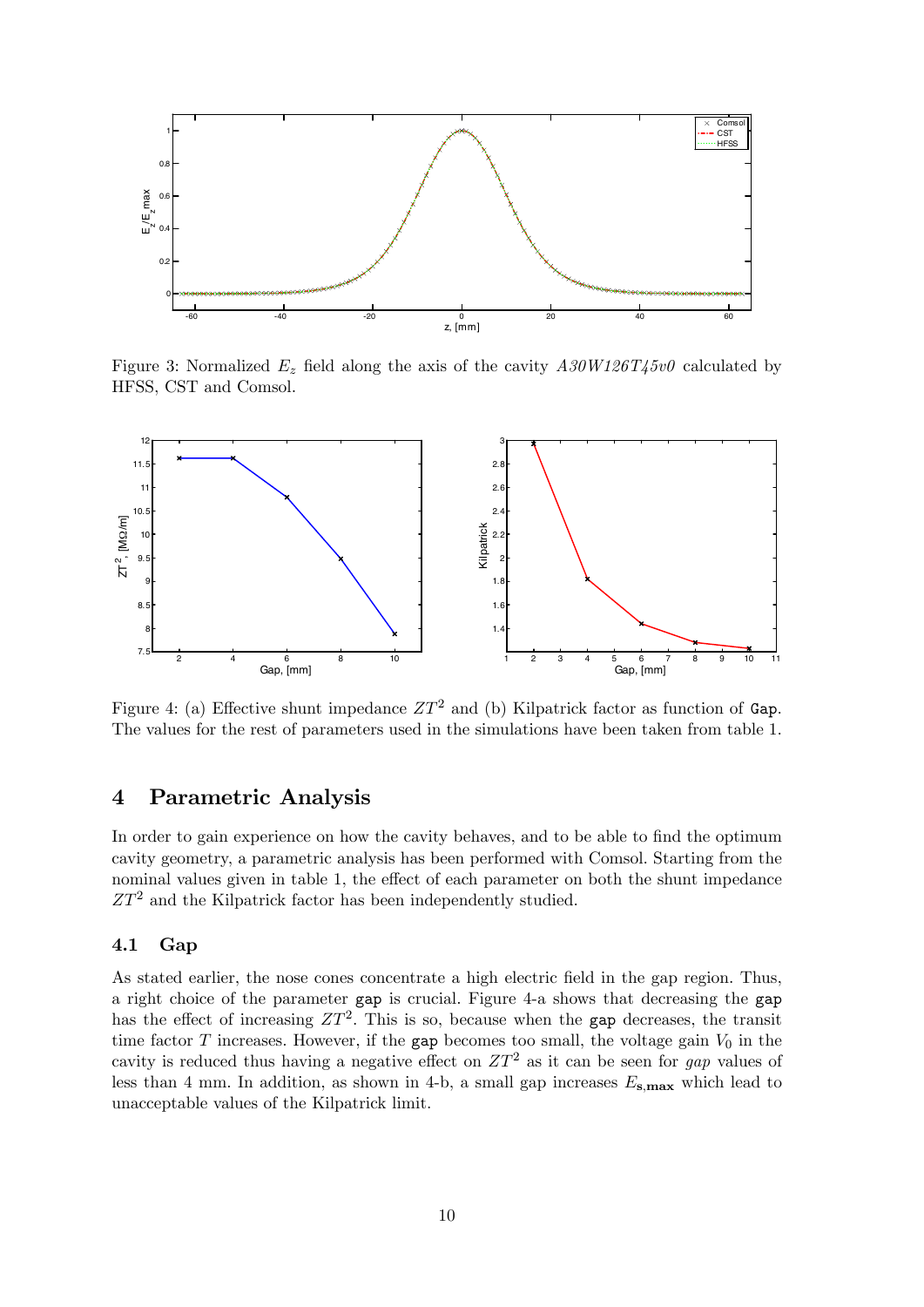Figure 3: Normalized $E_z$ field along the axis of the cavity *A30W126T45v0* calculated by HFSS, CST and Comsol.

Figure 4: (a) Effective shunt impedance $ZT^2$ and (b) Kilpatrick factor as function of `Gap`. The values for the rest of parameters used in the simulations have been taken from table 1.

## 4 Parametric Analysis

In order to gain experience on how the cavity behaves, and to be able to find the optimum cavity geometry, a parametric analysis has been performed with Comsol. Starting from the nominal values given in table 1, the effect of each parameter on both the shunt impedance $ZT^2$ and the Kilpatrick factor has been independently studied.

### 4.1 Gap

As stated earlier, the nose cones concentrate a high electric field in the gap region. Thus, a right choice of the parameter `gap` is crucial. Figure 4-a shows that decreasing the `gap` has the effect of increasing $ZT^2$. This is so, because when the `gap` decreases, the transit time factor $T$ increases. However, if the `gap` becomes too small, the voltage gain $V_0$ in the cavity is reduced thus having a negative effect on $ZT^2$ as it can be seen for *gap* values of less than 4 mm. In addition, as shown in 4-b, a small gap increases $E_{\mathbf{s,max}}$ which lead to unacceptable values of the Kilpatrick limit.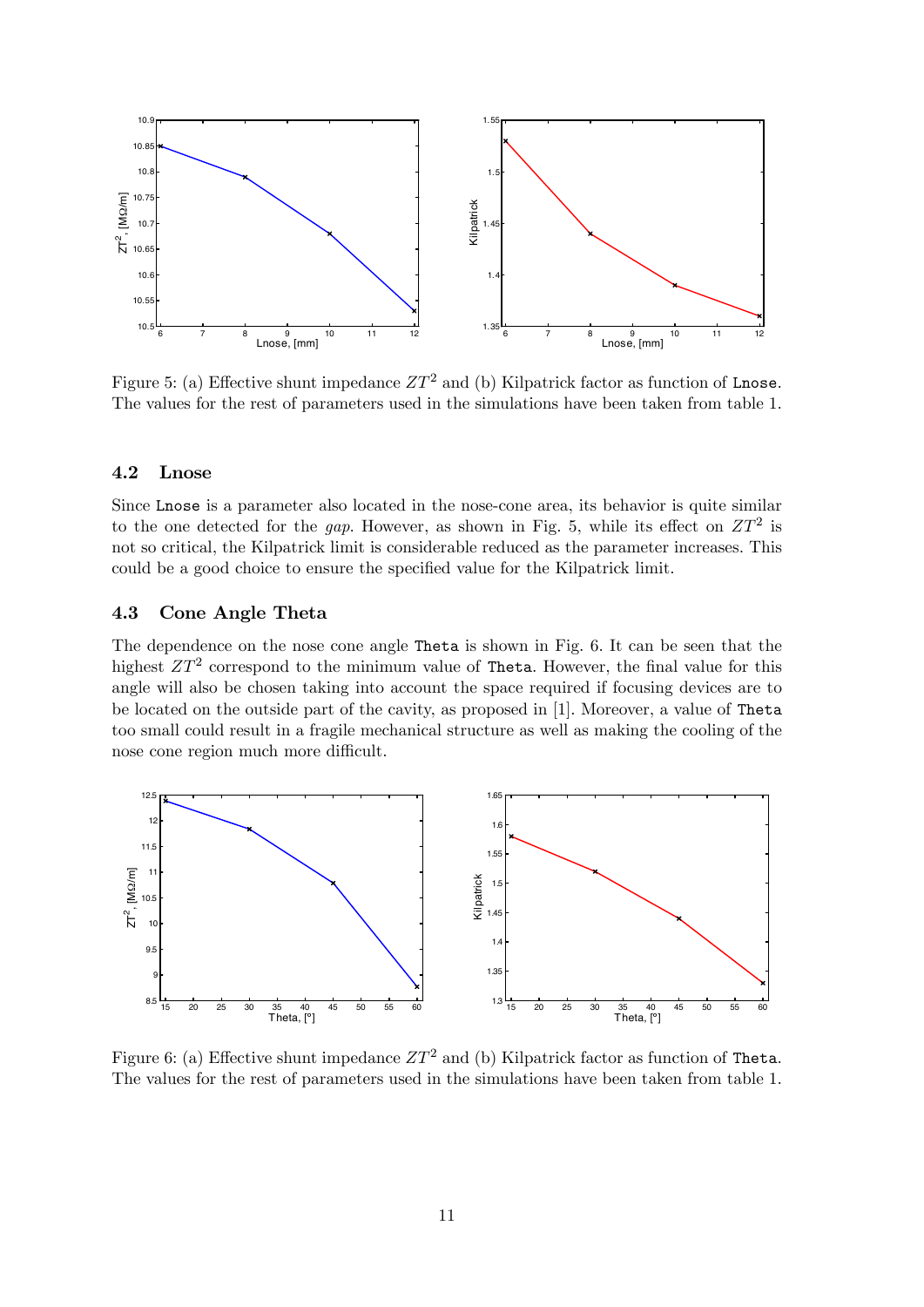Figure 5: (a) Effective shunt impedance $ZT^2$ and (b) Kilpatrick factor as function of `Lnose`. The values for the rest of parameters used in the simulations have been taken from table 1.

### 4.2 Lnose

Since `Lnose` is a parameter also located in the nose-cone area, its behavior is quite similar to the one detected for the *gap*. However, as shown in Fig. 5, while its effect on $ZT^2$ is not so critical, the Kilpatrick limit is considerable reduced as the parameter increases. This could be a good choice to ensure the specified value for the Kilpatrick limit.

### 4.3 Cone Angle Theta

The dependence on the nose cone angle `Theta` is shown in Fig. 6. It can be seen that the highest $ZT^2$ correspond to the minimum value of `Theta`. However, the final value for this angle will also be chosen taking into account the space required if focusing devices are to be located on the outside part of the cavity, as proposed in [1]. Moreover, a value of `Theta` too small could result in a fragile mechanical structure as well as making the cooling of the nose cone region much more difficult.

Figure 6: (a) Effective shunt impedance $ZT^2$ and (b) Kilpatrick factor as function of `Theta`. The values for the rest of parameters used in the simulations have been taken from table 1.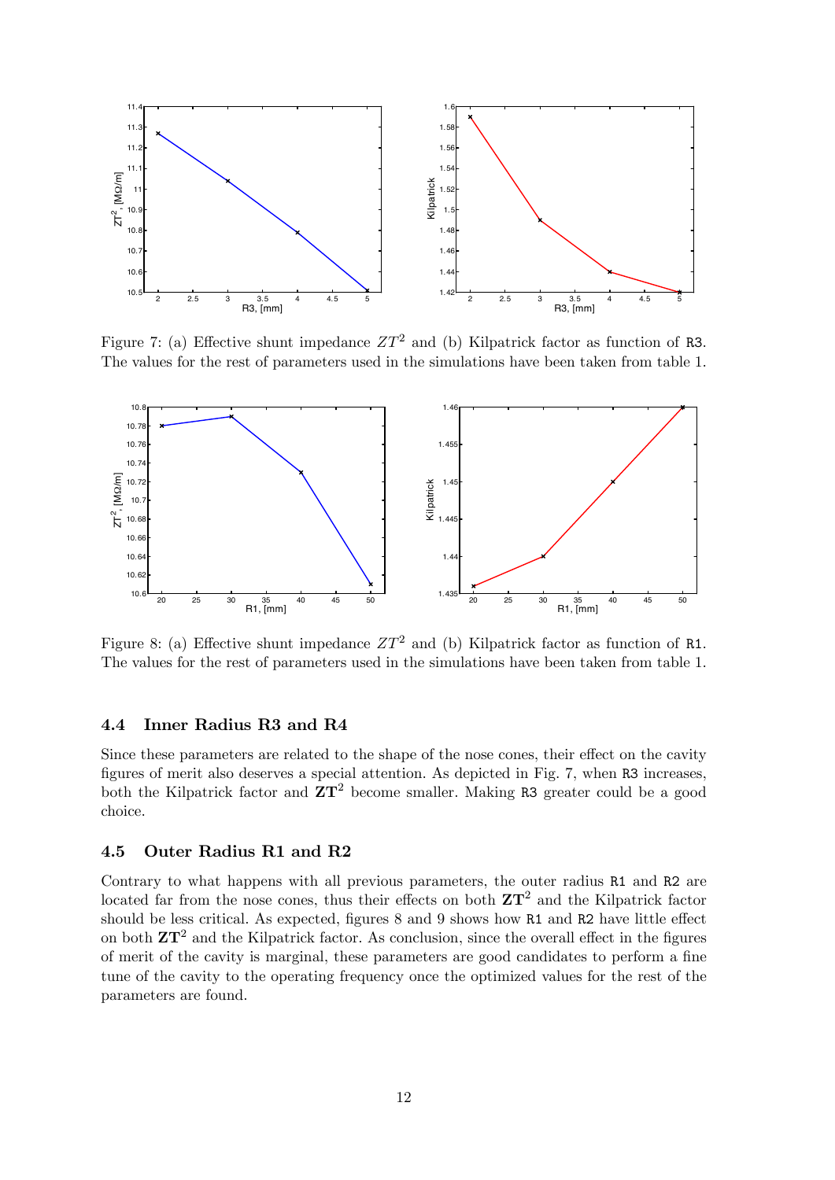Figure 7: (a) Effective shunt impedance $ZT^2$ and (b) Kilpatrick factor as function of R3. The values for the rest of parameters used in the simulations have been taken from table 1.

Figure 8: (a) Effective shunt impedance $ZT^2$ and (b) Kilpatrick factor as function of R1. The values for the rest of parameters used in the simulations have been taken from table 1.

### 4.4 Inner Radius R3 and R4

Since these parameters are related to the shape of the nose cones, their effect on the cavity figures of merit also deserves a special attention. As depicted in Fig. 7, when R3 increases, both the Kilpatrick factor and $\mathbf{ZT}^2$ become smaller. Making R3 greater could be a good choice.

### 4.5 Outer Radius R1 and R2

Contrary to what happens with all previous parameters, the outer radius R1 and R2 are located far from the nose cones, thus their effects on both $\mathbf{ZT}^2$ and the Kilpatrick factor should be less critical. As expected, figures 8 and 9 shows how R1 and R2 have little effect on both $\mathbf{ZT}^2$ and the Kilpatrick factor. As conclusion, since the overall effect in the figures of merit of the cavity is marginal, these parameters are good candidates to perform a fine tune of the cavity to the operating frequency once the optimized values for the rest of the parameters are found.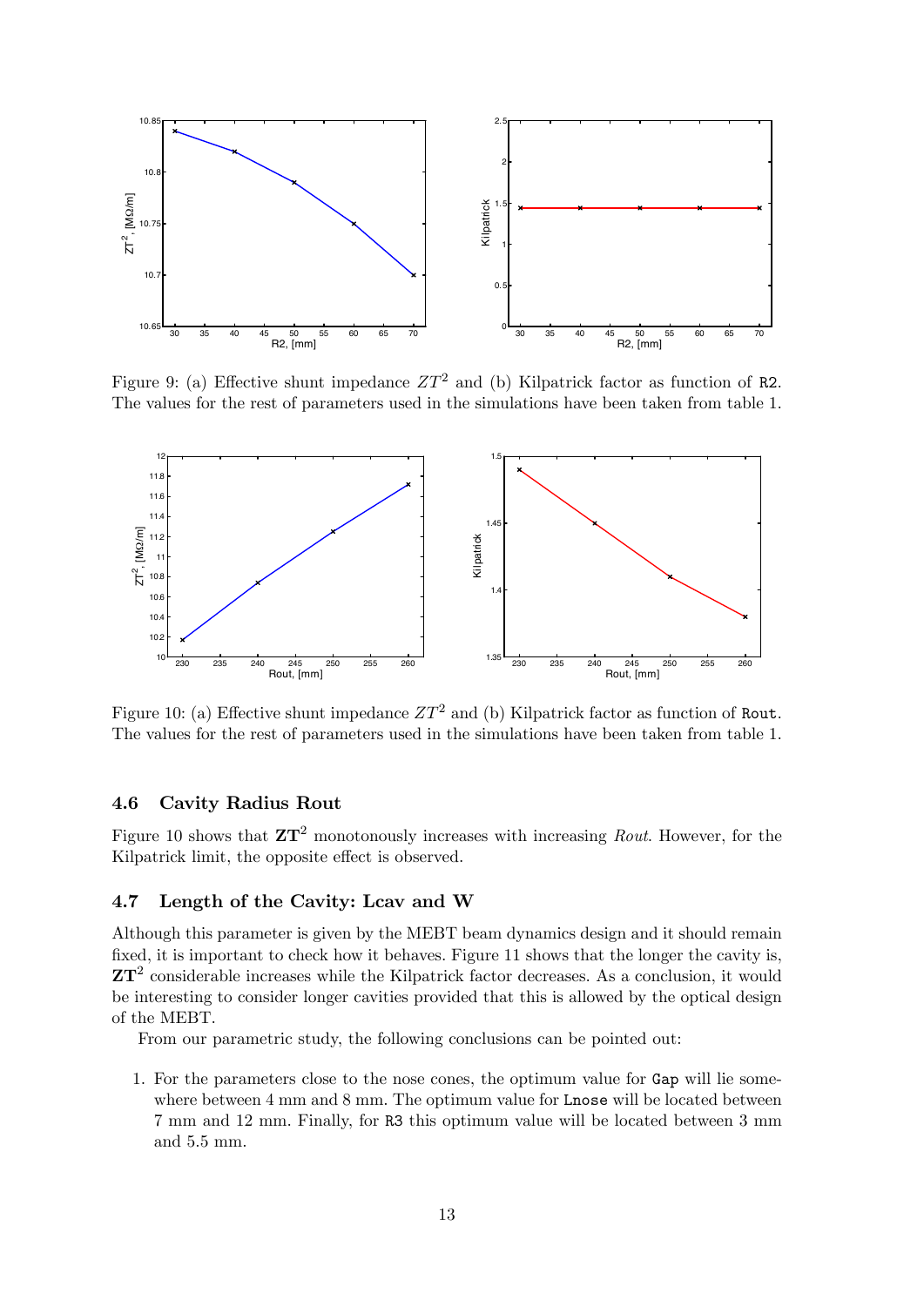Figure 9: (a) Effective shunt impedance $ZT^2$ and (b) Kilpatrick factor as function of R2. The values for the rest of parameters used in the simulations have been taken from table 1.

Figure 10: (a) Effective shunt impedance $ZT^2$ and (b) Kilpatrick factor as function of Rout. The values for the rest of parameters used in the simulations have been taken from table 1.

### 4.6 Cavity Radius Rout

Figure 10 shows that $\mathbf{ZT}^2$ monotonously increases with increasing *Rout*. However, for the Kilpatrick limit, the opposite effect is observed.

### 4.7 Length of the Cavity: Lcav and W

Although this parameter is given by the MEBT beam dynamics design and it should remain fixed, it is important to check how it behaves. Figure 11 shows that the longer the cavity is, $\mathbf{ZT}^2$ considerable increases while the Kilpatrick factor decreases. As a conclusion, it would be interesting to consider longer cavities provided that this is allowed by the optical design of the MEBT.

From our parametric study, the following conclusions can be pointed out:

1. For the parameters close to the nose cones, the optimum value for Gap will lie somewhere between 4 mm and 8 mm. The optimum value for Lnose will be located between 7 mm and 12 mm. Finally, for R3 this optimum value will be located between 3 mm and 5.5 mm.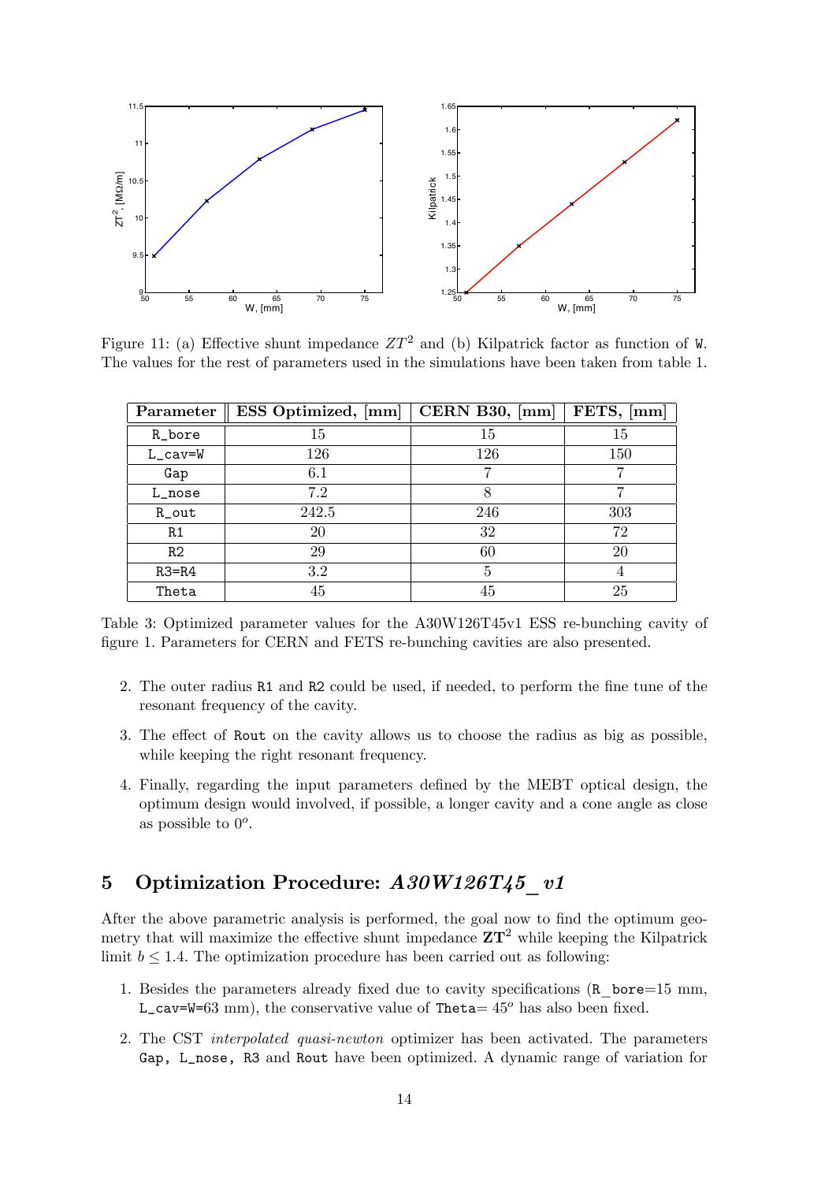Figure 11: (a) Effective shunt impedance $ZT^2$ and (b) Kilpatrick factor as function of W. The values for the rest of parameters used in the simulations have been taken from table 1.

| Parameter | ESS Optimized, [mm] | CERN B30, [mm] | FETS, [mm] |
|---|---|---|---|
| R_bore | 15 | 15 | 15 |
| L_cav=W | 126 | 126 | 150 |
| Gap | 6.1 | 7 | 7 |
| L_nose | 7.2 | 8 | 7 |
| R_out | 242.5 | 246 | 303 |
| R1 | 20 | 32 | 72 |
| R2 | 29 | 60 | 20 |
| R3=R4 | 3.2 | 5 | 4 |
| Theta | 45 | 45 | 25 |

Table 3: Optimized parameter values for the A30W126T45v1 ESS re-bunching cavity of figure 1. Parameters for CERN and FETS re-bunching cavities are also presented.

2. The outer radius R1 and R2 could be used, if needed, to perform the fine tune of the resonant frequency of the cavity.
3. The effect of Rout on the cavity allows us to choose the radius as big as possible, while keeping the right resonant frequency.
4. Finally, regarding the input parameters defined by the MEBT optical design, the optimum design would involved, if possible, a longer cavity and a cone angle as close as possible to $0^o$.

## 5 Optimization Procedure: *A30W126T45_v1*

After the above parametric analysis is performed, the goal now to find the optimum geometry that will maximize the effective shunt impedance $\mathbf{ZT}^2$ while keeping the Kilpatrick limit $b \leq 1.4$. The optimization procedure has been carried out as following:

1. Besides the parameters already fixed due to cavity specifications (R_bore=15 mm, L_cav=W=63 mm), the conservative value of Theta= $45^o$ has also been fixed.
2. The CST *interpolated quasi-newton* optimizer has been activated. The parameters Gap, L_nose, R3 and Rout have been optimized. A dynamic range of variation for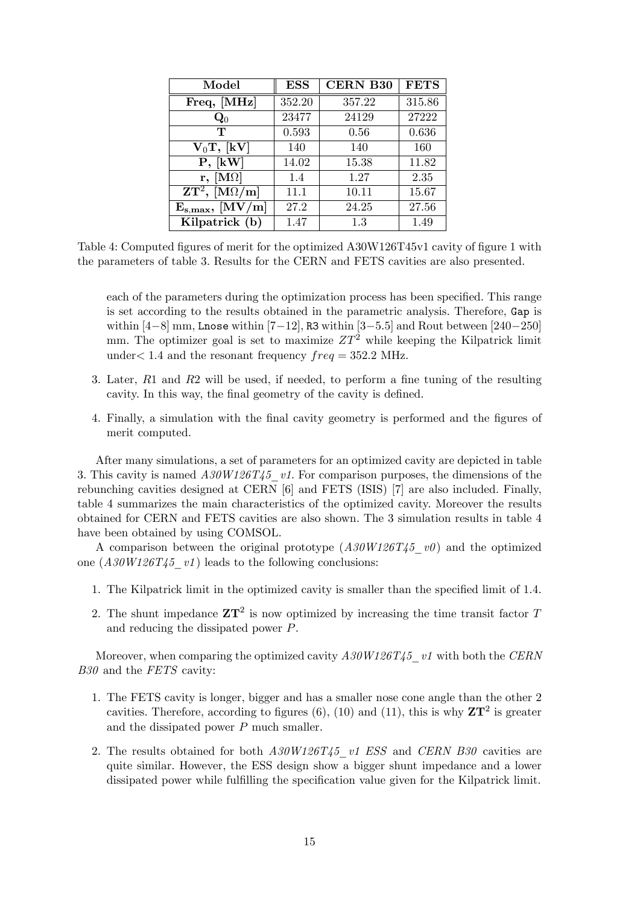| Model | ESS | CERN B30 | FETS |
|---|---|---|---|
| **Freq, [MHz]** | 352.20 | 357.22 | 315.86 |
| $\mathbf{Q_0}$ | 23477 | 24129 | 27222 |
| **T** | 0.593 | 0.56 | 0.636 |
| $\mathbf{V_0T}$**, [kV]** | 140 | 140 | 160 |
| **P, [kW]** | 14.02 | 15.38 | 11.82 |
| **r, [MΩ]** | 1.4 | 1.27 | 2.35 |
| $\mathbf{ZT^2}$**, [MΩ/m]** | 11.1 | 10.11 | 15.67 |
| $\mathbf{E_{s,max}}$**, [MV/m]** | 27.2 | 24.25 | 27.56 |
| **Kilpatrick (b)** | 1.47 | 1.3 | 1.49 |

Table 4: Computed figures of merit for the optimized A30W126T45v1 cavity of figure 1 with the parameters of table 3. Results for the CERN and FETS cavities are also presented.

each of the parameters during the optimization process has been specified. This range is set according to the results obtained in the parametric analysis. Therefore, `Gap` is within [4−8] mm, `Lnose` within [7−12], `R3` within [3−5.5] and Rout between [240−250] mm. The optimizer goal is set to maximize $ZT^2$ while keeping the Kilpatrick limit under$<1.4$ and the resonant frequency $freq = 352.2$ MHz.

3. Later, $R1$ and $R2$ will be used, if needed, to perform a fine tuning of the resulting cavity. In this way, the final geometry of the cavity is defined.

4. Finally, a simulation with the final cavity geometry is performed and the figures of merit computed.

After many simulations, a set of parameters for an optimized cavity are depicted in table 3. This cavity is named *A30W126T45_v1*. For comparison purposes, the dimensions of the rebunching cavities designed at CERN [6] and FETS (ISIS) [7] are also included. Finally, table 4 summarizes the main characteristics of the optimized cavity. Moreover the results obtained for CERN and FETS cavities are also shown. The 3 simulation results in table 4 have been obtained by using COMSOL.

A comparison between the original prototype (*A30W126T45_v0*) and the optimized one (*A30W126T45_v1*) leads to the following conclusions:

1. The Kilpatrick limit in the optimized cavity is smaller than the specified limit of 1.4.

2. The shunt impedance $\mathbf{ZT}^2$ is now optimized by increasing the time transit factor $T$ and reducing the dissipated power $P$.

Moreover, when comparing the optimized cavity *A30W126T45_v1* with both the *CERN B30* and the *FETS* cavity:

1. The FETS cavity is longer, bigger and has a smaller nose cone angle than the other 2 cavities. Therefore, according to figures (6), (10) and (11), this is why $\mathbf{ZT}^2$ is greater and the dissipated power $P$ much smaller.

2. The results obtained for both *A30W126T45_v1 ESS* and *CERN B30* cavities are quite similar. However, the ESS design show a bigger shunt impedance and a lower dissipated power while fulfilling the specification value given for the Kilpatrick limit.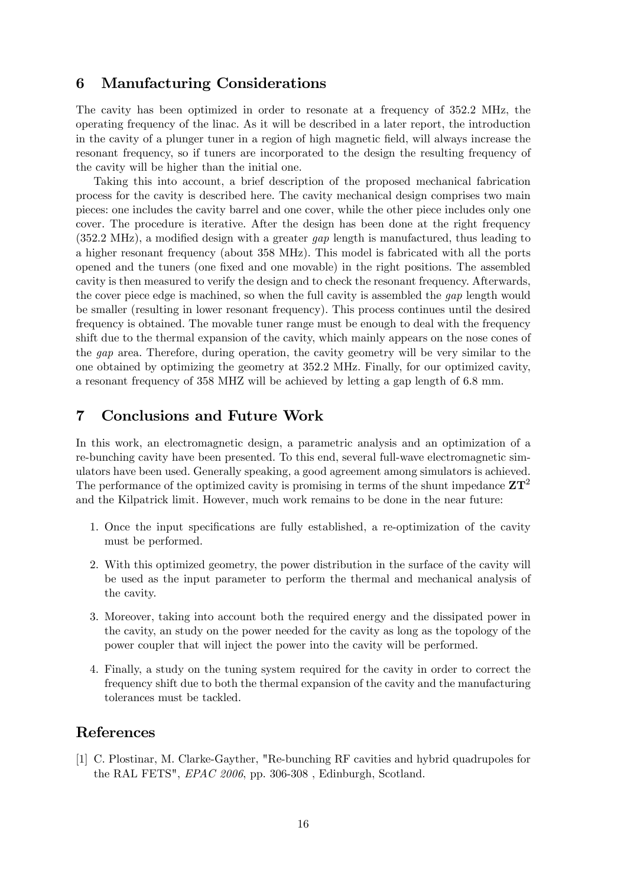## 6 Manufacturing Considerations

The cavity has been optimized in order to resonate at a frequency of 352.2 MHz, the operating frequency of the linac. As it will be described in a later report, the introduction in the cavity of a plunger tuner in a region of high magnetic field, will always increase the resonant frequency, so if tuners are incorporated to the design the resulting frequency of the cavity will be higher than the initial one.

Taking this into account, a brief description of the proposed mechanical fabrication process for the cavity is described here. The cavity mechanical design comprises two main pieces: one includes the cavity barrel and one cover, while the other piece includes only one cover. The procedure is iterative. After the design has been done at the right frequency (352.2 MHz), a modified design with a greater *gap* length is manufactured, thus leading to a higher resonant frequency (about 358 MHz). This model is fabricated with all the ports opened and the tuners (one fixed and one movable) in the right positions. The assembled cavity is then measured to verify the design and to check the resonant frequency. Afterwards, the cover piece edge is machined, so when the full cavity is assembled the *gap* length would be smaller (resulting in lower resonant frequency). This process continues until the desired frequency is obtained. The movable tuner range must be enough to deal with the frequency shift due to the thermal expansion of the cavity, which mainly appears on the nose cones of the *gap* area. Therefore, during operation, the cavity geometry will be very similar to the one obtained by optimizing the geometry at 352.2 MHz. Finally, for our optimized cavity, a resonant frequency of 358 MHZ will be achieved by letting a gap length of 6.8 mm.

## 7 Conclusions and Future Work

In this work, an electromagnetic design, a parametric analysis and an optimization of a re-bunching cavity have been presented. To this end, several full-wave electromagnetic simulators have been used. Generally speaking, a good agreement among simulators is achieved. The performance of the optimized cavity is promising in terms of the shunt impedance $\mathbf{ZT}^2$ and the Kilpatrick limit. However, much work remains to be done in the near future:

1. Once the input specifications are fully established, a re-optimization of the cavity must be performed.
2. With this optimized geometry, the power distribution in the surface of the cavity will be used as the input parameter to perform the thermal and mechanical analysis of the cavity.
3. Moreover, taking into account both the required energy and the dissipated power in the cavity, an study on the power needed for the cavity as long as the topology of the power coupler that will inject the power into the cavity will be performed.
4. Finally, a study on the tuning system required for the cavity in order to correct the frequency shift due to both the thermal expansion of the cavity and the manufacturing tolerances must be tackled.

## References

[1] C. Plostinar, M. Clarke-Gayther, "Re-bunching RF cavities and hybrid quadrupoles for the RAL FETS", *EPAC 2006*, pp. 306-308 , Edinburgh, Scotland.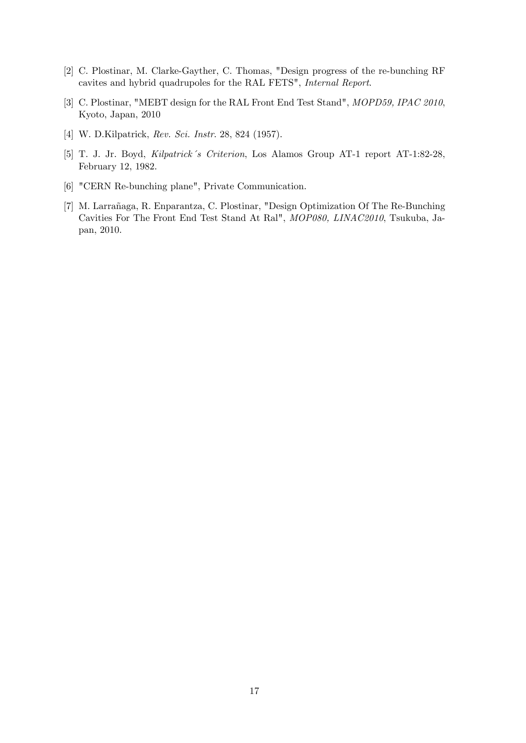[2] C. Plostinar, M. Clarke-Gayther, C. Thomas, "Design progress of the re-bunching RF cavites and hybrid quadrupoles for the RAL FETS", *Internal Report*.

[3] C. Plostinar, "MEBT design for the RAL Front End Test Stand", *MOPD59, IPAC 2010*, Kyoto, Japan, 2010

[4] W. D.Kilpatrick, *Rev. Sci. Instr.* 28, 824 (1957).

[5] T. J. Jr. Boyd, *Kilpatrick´s Criterion*, Los Alamos Group AT-1 report AT-1:82-28, February 12, 1982.

[6] "CERN Re-bunching plane", Private Communication.

[7] M. Larrañaga, R. Enparantza, C. Plostinar, "Design Optimization Of The Re-Bunching Cavities For The Front End Test Stand At Ral", *MOP080, LINAC2010*, Tsukuba, Japan, 2010.